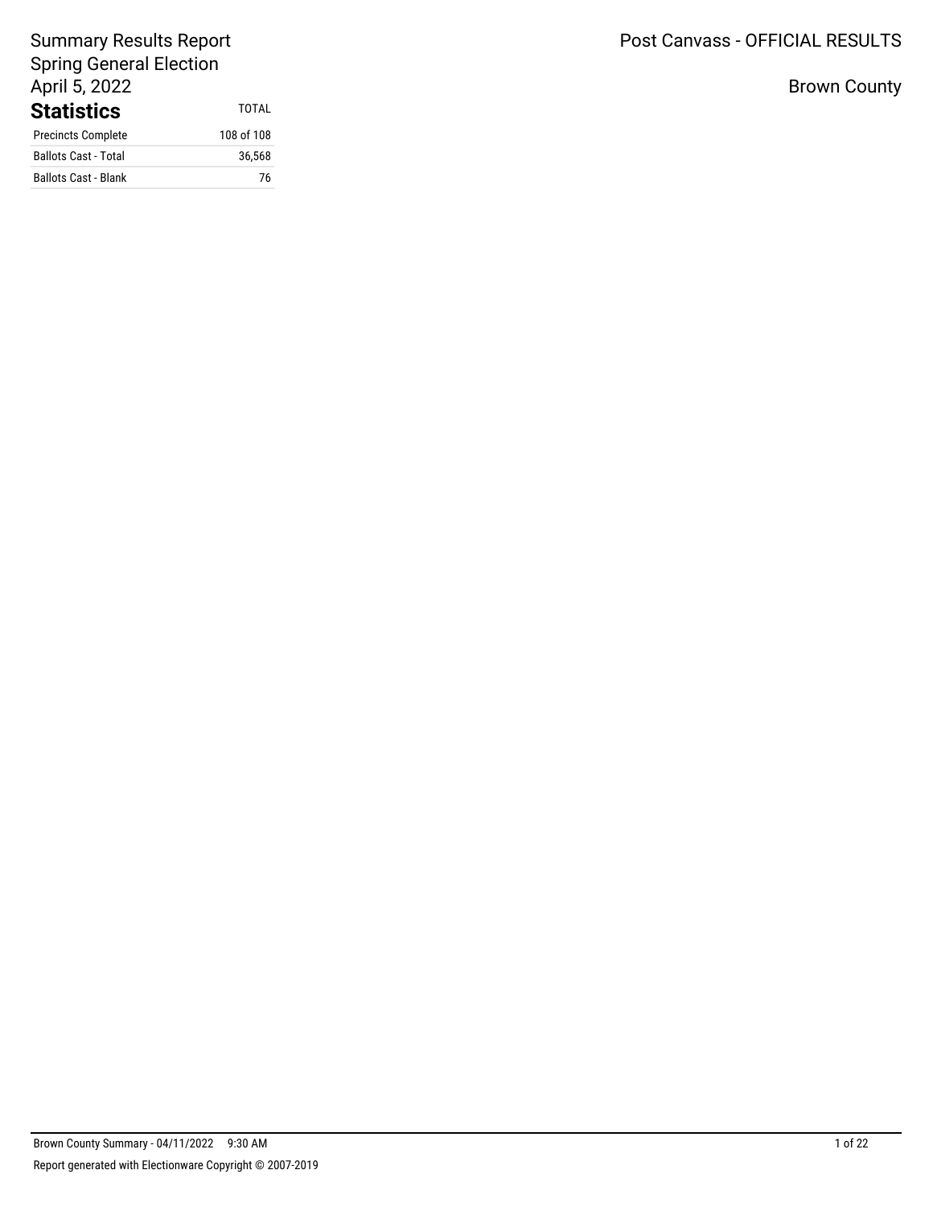# Summary Results Report
## Spring General Election
## April 5, 2022

Post Canvass - OFFICIAL RESULTS

Brown County

### Statistics

| | TOTAL |
|---|---|
| Precincts Complete | 108 of 108 |
| Ballots Cast - Total | 36,568 |
| Ballots Cast - Blank | 76 |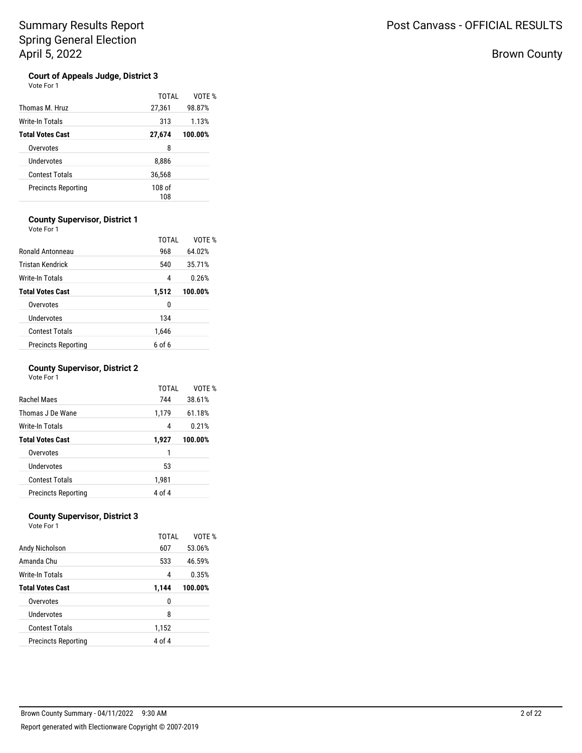# Summary Results Report
## Spring General Election
## April 5, 2022

Post Canvass - OFFICIAL RESULTS

Brown County

### Court of Appeals Judge, District 3

Vote For 1

| | TOTAL | VOTE % |
|---|---|---|
| Thomas M. Hruz | 27,361 | 98.87% |
| Write-In Totals | 313 | 1.13% |
| **Total Votes Cast** | **27,674** | **100.00%** |
| Overvotes | 8 | |
| Undervotes | 8,886 | |
| Contest Totals | 36,568 | |
| Precincts Reporting | 108 of 108 | |

### County Supervisor, District 1

Vote For 1

| | TOTAL | VOTE % |
|---|---|---|
| Ronald Antonneau | 968 | 64.02% |
| Tristan Kendrick | 540 | 35.71% |
| Write-In Totals | 4 | 0.26% |
| **Total Votes Cast** | **1,512** | **100.00%** |
| Overvotes | 0 | |
| Undervotes | 134 | |
| Contest Totals | 1,646 | |
| Precincts Reporting | 6 of 6 | |

### County Supervisor, District 2

Vote For 1

| | TOTAL | VOTE % |
|---|---|---|
| Rachel Maes | 744 | 38.61% |
| Thomas J De Wane | 1,179 | 61.18% |
| Write-In Totals | 4 | 0.21% |
| **Total Votes Cast** | **1,927** | **100.00%** |
| Overvotes | 1 | |
| Undervotes | 53 | |
| Contest Totals | 1,981 | |
| Precincts Reporting | 4 of 4 | |

### County Supervisor, District 3

Vote For 1

| | TOTAL | VOTE % |
|---|---|---|
| Andy Nicholson | 607 | 53.06% |
| Amanda Chu | 533 | 46.59% |
| Write-In Totals | 4 | 0.35% |
| **Total Votes Cast** | **1,144** | **100.00%** |
| Overvotes | 0 | |
| Undervotes | 8 | |
| Contest Totals | 1,152 | |
| Precincts Reporting | 4 of 4 | |

Brown County Summary - 04/11/2022 9:30 AM

Report generated with Electionware Copyright © 2007-2019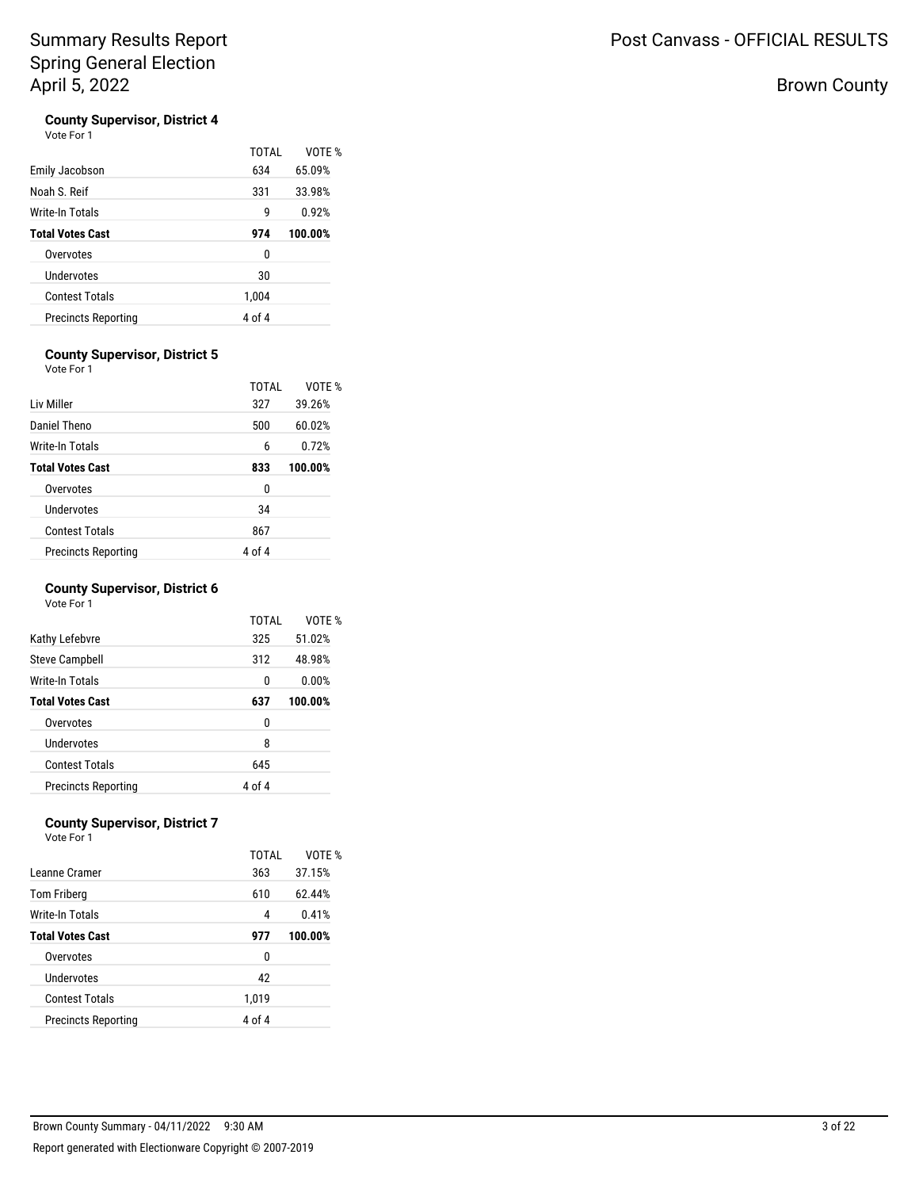# Summary Results Report
# Spring General Election
# April 5, 2022

Post Canvass - OFFICIAL RESULTS

Brown County

### County Supervisor, District 4

Vote For 1

| | TOTAL | VOTE % |
|---|---|---|
| Emily Jacobson | 634 | 65.09% |
| Noah S. Reif | 331 | 33.98% |
| Write-In Totals | 9 | 0.92% |
| **Total Votes Cast** | **974** | **100.00%** |
| Overvotes | 0 | |
| Undervotes | 30 | |
| Contest Totals | 1,004 | |
| Precincts Reporting | 4 of 4 | |

### County Supervisor, District 5

Vote For 1

| | TOTAL | VOTE % |
|---|---|---|
| Liv Miller | 327 | 39.26% |
| Daniel Theno | 500 | 60.02% |
| Write-In Totals | 6 | 0.72% |
| **Total Votes Cast** | **833** | **100.00%** |
| Overvotes | 0 | |
| Undervotes | 34 | |
| Contest Totals | 867 | |
| Precincts Reporting | 4 of 4 | |

### County Supervisor, District 6

Vote For 1

| | TOTAL | VOTE % |
|---|---|---|
| Kathy Lefebvre | 325 | 51.02% |
| Steve Campbell | 312 | 48.98% |
| Write-In Totals | 0 | 0.00% |
| **Total Votes Cast** | **637** | **100.00%** |
| Overvotes | 0 | |
| Undervotes | 8 | |
| Contest Totals | 645 | |
| Precincts Reporting | 4 of 4 | |

### County Supervisor, District 7

Vote For 1

| | TOTAL | VOTE % |
|---|---|---|
| Leanne Cramer | 363 | 37.15% |
| Tom Friberg | 610 | 62.44% |
| Write-In Totals | 4 | 0.41% |
| **Total Votes Cast** | **977** | **100.00%** |
| Overvotes | 0 | |
| Undervotes | 42 | |
| Contest Totals | 1,019 | |
| Precincts Reporting | 4 of 4 | |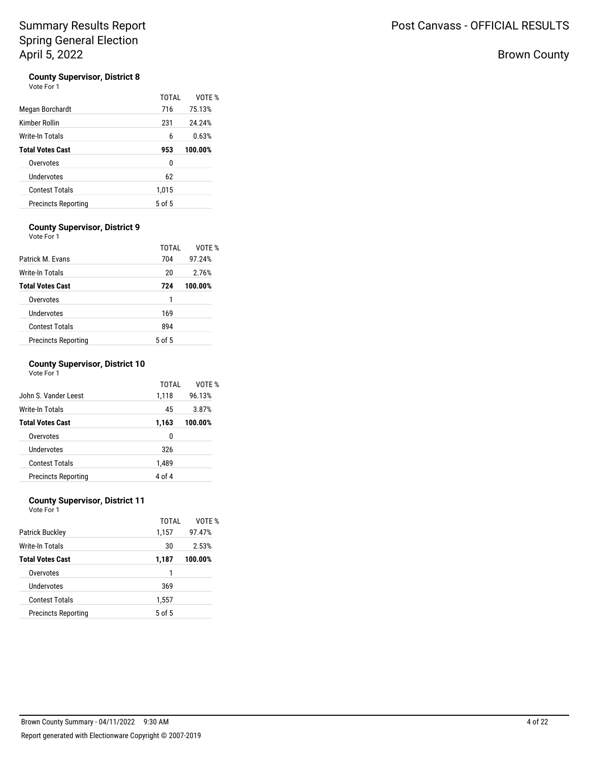# Summary Results Report
## Spring General Election
## April 5, 2022

Post Canvass - OFFICIAL RESULTS

Brown County

### County Supervisor, District 8

Vote For 1

| | TOTAL | VOTE % |
|---|---|---|
| Megan Borchardt | 716 | 75.13% |
| Kimber Rollin | 231 | 24.24% |
| Write-In Totals | 6 | 0.63% |
| **Total Votes Cast** | **953** | **100.00%** |
| Overvotes | 0 | |
| Undervotes | 62 | |
| Contest Totals | 1,015 | |
| Precincts Reporting | 5 of 5 | |

### County Supervisor, District 9

Vote For 1

| | TOTAL | VOTE % |
|---|---|---|
| Patrick M. Evans | 704 | 97.24% |
| Write-In Totals | 20 | 2.76% |
| **Total Votes Cast** | **724** | **100.00%** |
| Overvotes | 1 | |
| Undervotes | 169 | |
| Contest Totals | 894 | |
| Precincts Reporting | 5 of 5 | |

### County Supervisor, District 10

Vote For 1

| | TOTAL | VOTE % |
|---|---|---|
| John S. Vander Leest | 1,118 | 96.13% |
| Write-In Totals | 45 | 3.87% |
| **Total Votes Cast** | **1,163** | **100.00%** |
| Overvotes | 0 | |
| Undervotes | 326 | |
| Contest Totals | 1,489 | |
| Precincts Reporting | 4 of 4 | |

### County Supervisor, District 11

Vote For 1

| | TOTAL | VOTE % |
|---|---|---|
| Patrick Buckley | 1,157 | 97.47% |
| Write-In Totals | 30 | 2.53% |
| **Total Votes Cast** | **1,187** | **100.00%** |
| Overvotes | 1 | |
| Undervotes | 369 | |
| Contest Totals | 1,557 | |
| Precincts Reporting | 5 of 5 | |

Brown County Summary - 04/11/2022 9:30 AM

Report generated with Electionware Copyright © 2007-2019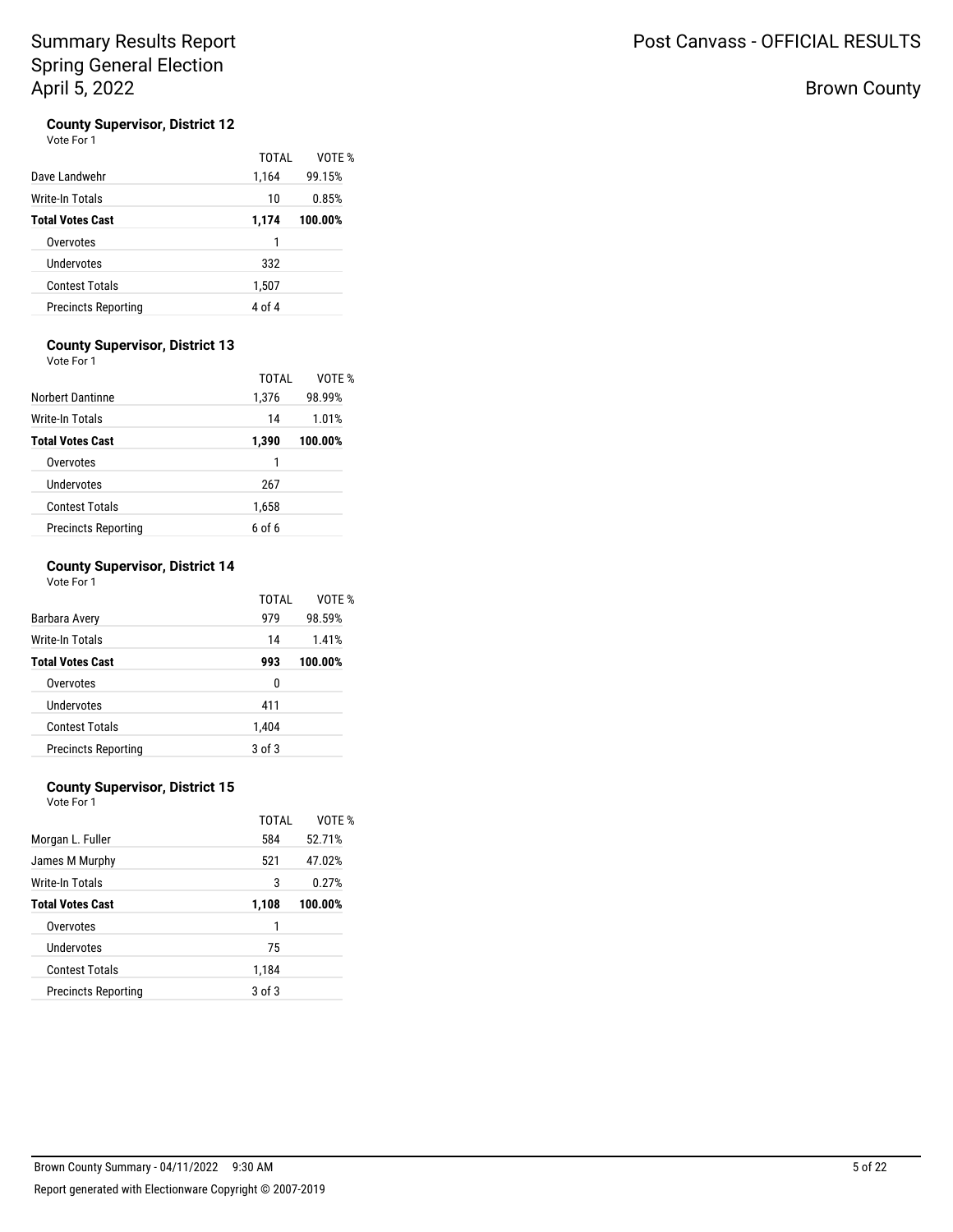# Summary Results Report
## Spring General Election
## April 5, 2022

Post Canvass - OFFICIAL RESULTS

Brown County

### County Supervisor, District 12

Vote For 1

| | TOTAL | VOTE % |
|---|---|---|
| Dave Landwehr | 1,164 | 99.15% |
| Write-In Totals | 10 | 0.85% |
| **Total Votes Cast** | **1,174** | **100.00%** |
| Overvotes | 1 | |
| Undervotes | 332 | |
| Contest Totals | 1,507 | |
| Precincts Reporting | 4 of 4 | |

### County Supervisor, District 13

Vote For 1

| | TOTAL | VOTE % |
|---|---|---|
| Norbert Dantinne | 1,376 | 98.99% |
| Write-In Totals | 14 | 1.01% |
| **Total Votes Cast** | **1,390** | **100.00%** |
| Overvotes | 1 | |
| Undervotes | 267 | |
| Contest Totals | 1,658 | |
| Precincts Reporting | 6 of 6 | |

### County Supervisor, District 14

Vote For 1

| | TOTAL | VOTE % |
|---|---|---|
| Barbara Avery | 979 | 98.59% |
| Write-In Totals | 14 | 1.41% |
| **Total Votes Cast** | **993** | **100.00%** |
| Overvotes | 0 | |
| Undervotes | 411 | |
| Contest Totals | 1,404 | |
| Precincts Reporting | 3 of 3 | |

### County Supervisor, District 15

Vote For 1

| | TOTAL | VOTE % |
|---|---|---|
| Morgan L. Fuller | 584 | 52.71% |
| James M Murphy | 521 | 47.02% |
| Write-In Totals | 3 | 0.27% |
| **Total Votes Cast** | **1,108** | **100.00%** |
| Overvotes | 1 | |
| Undervotes | 75 | |
| Contest Totals | 1,184 | |
| Precincts Reporting | 3 of 3 | |

Brown County Summary - 04/11/2022 9:30 AM

Report generated with Electionware Copyright © 2007-2019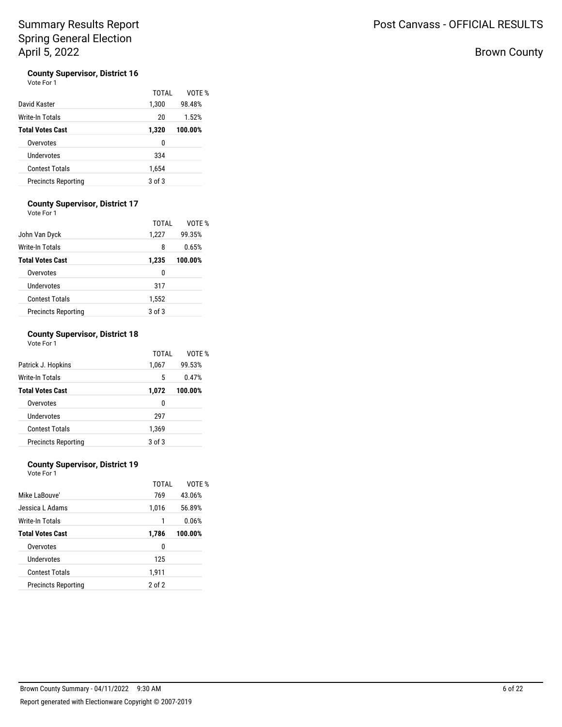# Summary Results Report
## Spring General Election
## April 5, 2022

Post Canvass - OFFICIAL RESULTS

Brown County

### County Supervisor, District 16

Vote For 1

| | TOTAL | VOTE % |
|---|---|---|
| David Kaster | 1,300 | 98.48% |
| Write-In Totals | 20 | 1.52% |
| **Total Votes Cast** | **1,320** | **100.00%** |
| Overvotes | 0 | |
| Undervotes | 334 | |
| Contest Totals | 1,654 | |
| Precincts Reporting | 3 of 3 | |

### County Supervisor, District 17

Vote For 1

| | TOTAL | VOTE % |
|---|---|---|
| John Van Dyck | 1,227 | 99.35% |
| Write-In Totals | 8 | 0.65% |
| **Total Votes Cast** | **1,235** | **100.00%** |
| Overvotes | 0 | |
| Undervotes | 317 | |
| Contest Totals | 1,552 | |
| Precincts Reporting | 3 of 3 | |

### County Supervisor, District 18

Vote For 1

| | TOTAL | VOTE % |
|---|---|---|
| Patrick J. Hopkins | 1,067 | 99.53% |
| Write-In Totals | 5 | 0.47% |
| **Total Votes Cast** | **1,072** | **100.00%** |
| Overvotes | 0 | |
| Undervotes | 297 | |
| Contest Totals | 1,369 | |
| Precincts Reporting | 3 of 3 | |

### County Supervisor, District 19

Vote For 1

| | TOTAL | VOTE % |
|---|---|---|
| Mike LaBouve' | 769 | 43.06% |
| Jessica L Adams | 1,016 | 56.89% |
| Write-In Totals | 1 | 0.06% |
| **Total Votes Cast** | **1,786** | **100.00%** |
| Overvotes | 0 | |
| Undervotes | 125 | |
| Contest Totals | 1,911 | |
| Precincts Reporting | 2 of 2 | |

Brown County Summary - 04/11/2022 9:30 AM

Report generated with Electionware Copyright © 2007-2019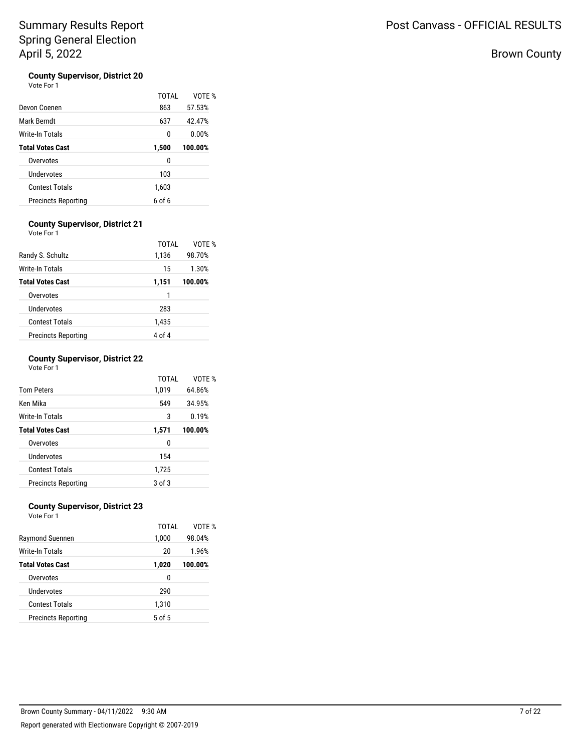# Summary Results Report
## Spring General Election
## April 5, 2022

Post Canvass - OFFICIAL RESULTS

Brown County

### County Supervisor, District 20

Vote For 1

| | TOTAL | VOTE % |
|---|---|---|
| Devon Coenen | 863 | 57.53% |
| Mark Berndt | 637 | 42.47% |
| Write-In Totals | 0 | 0.00% |
| **Total Votes Cast** | **1,500** | **100.00%** |
| Overvotes | 0 | |
| Undervotes | 103 | |
| Contest Totals | 1,603 | |
| Precincts Reporting | 6 of 6 | |

### County Supervisor, District 21

Vote For 1

| | TOTAL | VOTE % |
|---|---|---|
| Randy S. Schultz | 1,136 | 98.70% |
| Write-In Totals | 15 | 1.30% |
| **Total Votes Cast** | **1,151** | **100.00%** |
| Overvotes | 1 | |
| Undervotes | 283 | |
| Contest Totals | 1,435 | |
| Precincts Reporting | 4 of 4 | |

### County Supervisor, District 22

Vote For 1

| | TOTAL | VOTE % |
|---|---|---|
| Tom Peters | 1,019 | 64.86% |
| Ken Mika | 549 | 34.95% |
| Write-In Totals | 3 | 0.19% |
| **Total Votes Cast** | **1,571** | **100.00%** |
| Overvotes | 0 | |
| Undervotes | 154 | |
| Contest Totals | 1,725 | |
| Precincts Reporting | 3 of 3 | |

### County Supervisor, District 23

Vote For 1

| | TOTAL | VOTE % |
|---|---|---|
| Raymond Suennen | 1,000 | 98.04% |
| Write-In Totals | 20 | 1.96% |
| **Total Votes Cast** | **1,020** | **100.00%** |
| Overvotes | 0 | |
| Undervotes | 290 | |
| Contest Totals | 1,310 | |
| Precincts Reporting | 5 of 5 | |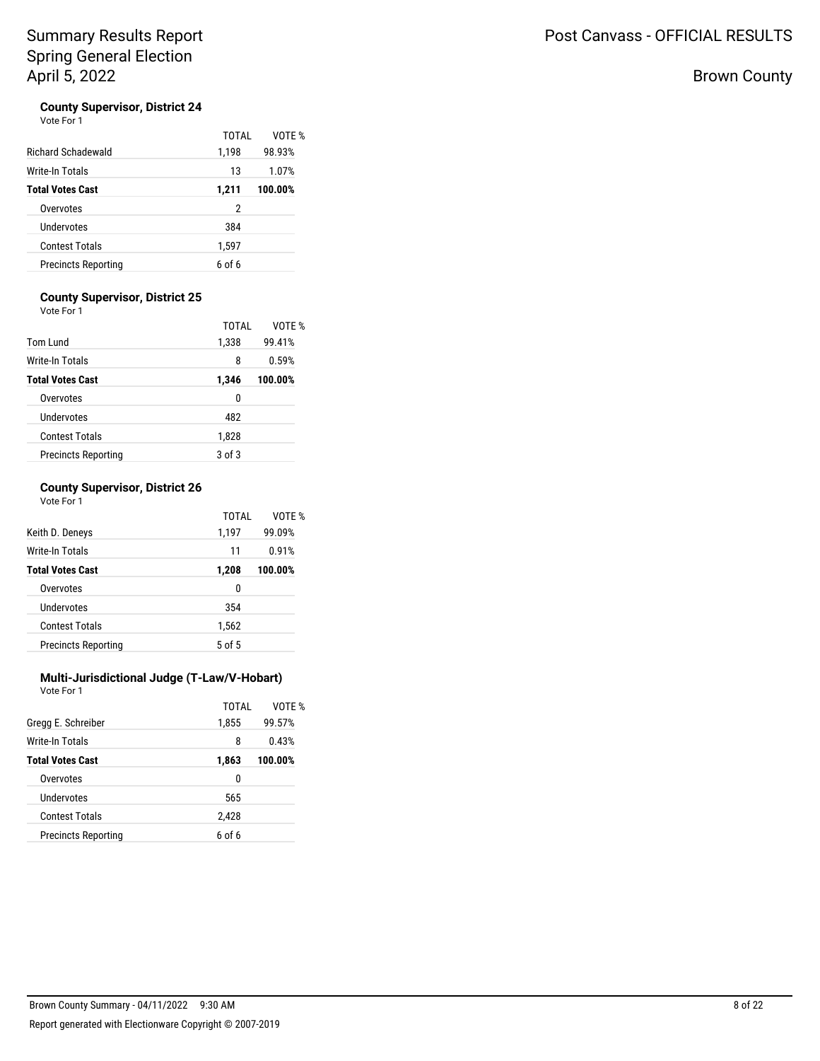### County Supervisor, District 24

Vote For 1

| | TOTAL | VOTE % |
|---|---|---|
| Richard Schadewald | 1,198 | 98.93% |
| Write-In Totals | 13 | 1.07% |
| **Total Votes Cast** | **1,211** | **100.00%** |
| Overvotes | 2 | |
| Undervotes | 384 | |
| Contest Totals | 1,597 | |
| Precincts Reporting | 6 of 6 | |

### County Supervisor, District 25

Vote For 1

| | TOTAL | VOTE % |
|---|---|---|
| Tom Lund | 1,338 | 99.41% |
| Write-In Totals | 8 | 0.59% |
| **Total Votes Cast** | **1,346** | **100.00%** |
| Overvotes | 0 | |
| Undervotes | 482 | |
| Contest Totals | 1,828 | |
| Precincts Reporting | 3 of 3 | |

### County Supervisor, District 26

Vote For 1

| | TOTAL | VOTE % |
|---|---|---|
| Keith D. Deneys | 1,197 | 99.09% |
| Write-In Totals | 11 | 0.91% |
| **Total Votes Cast** | **1,208** | **100.00%** |
| Overvotes | 0 | |
| Undervotes | 354 | |
| Contest Totals | 1,562 | |
| Precincts Reporting | 5 of 5 | |

### Multi-Jurisdictional Judge (T-Law/V-Hobart)

Vote For 1

| | TOTAL | VOTE % |
|---|---|---|
| Gregg E. Schreiber | 1,855 | 99.57% |
| Write-In Totals | 8 | 0.43% |
| **Total Votes Cast** | **1,863** | **100.00%** |
| Overvotes | 0 | |
| Undervotes | 565 | |
| Contest Totals | 2,428 | |
| Precincts Reporting | 6 of 6 | |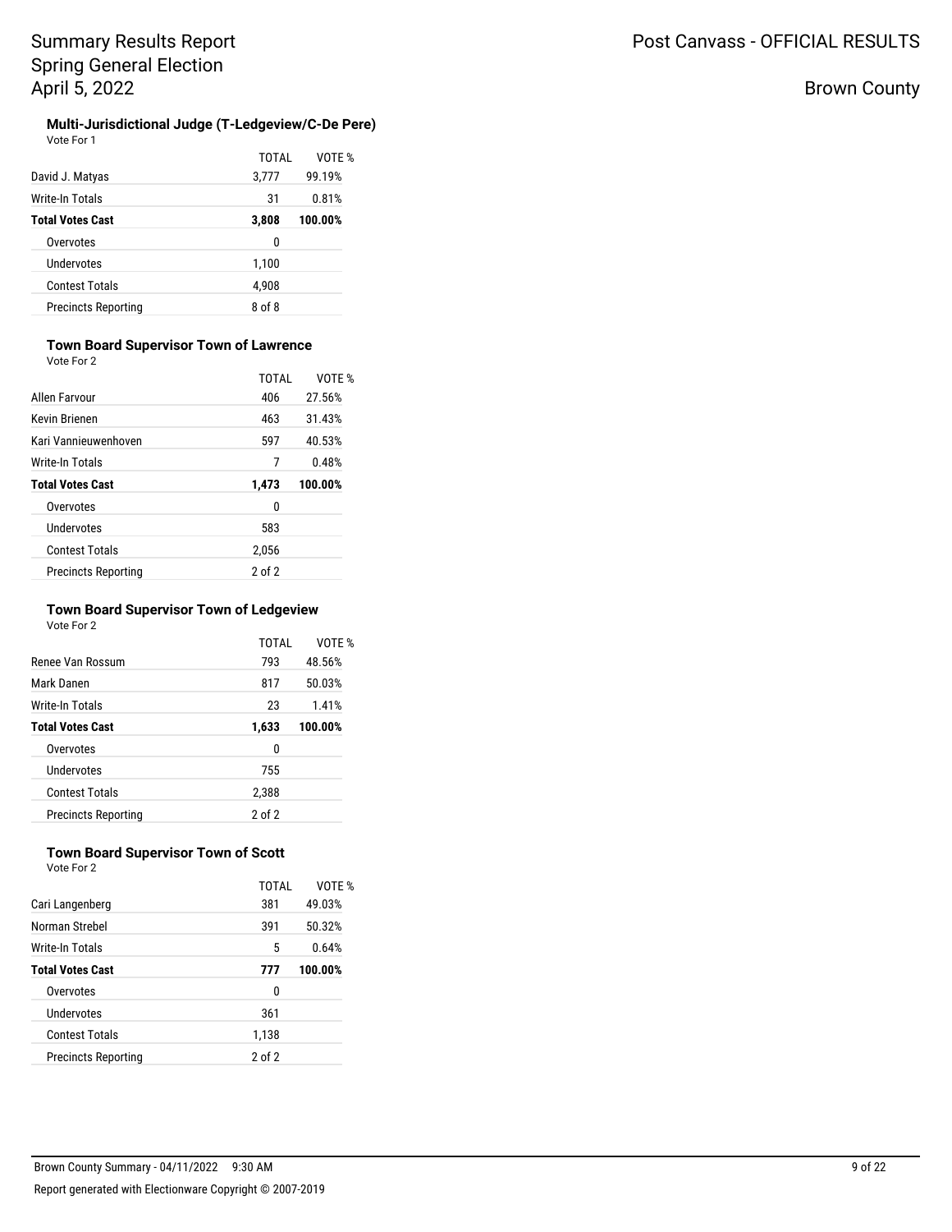# Summary Results Report
## Spring General Election
## April 5, 2022

Post Canvass - OFFICIAL RESULTS

Brown County

### Multi-Jurisdictional Judge (T-Ledgeview/C-De Pere)

Vote For 1

| | TOTAL | VOTE % |
|---|---|---|
| David J. Matyas | 3,777 | 99.19% |
| Write-In Totals | 31 | 0.81% |
| **Total Votes Cast** | **3,808** | **100.00%** |
| Overvotes | 0 | |
| Undervotes | 1,100 | |
| Contest Totals | 4,908 | |
| Precincts Reporting | 8 of 8 | |

### Town Board Supervisor Town of Lawrence

Vote For 2

| | TOTAL | VOTE % |
|---|---|---|
| Allen Farvour | 406 | 27.56% |
| Kevin Brienen | 463 | 31.43% |
| Kari Vannieuwenhoven | 597 | 40.53% |
| Write-In Totals | 7 | 0.48% |
| **Total Votes Cast** | **1,473** | **100.00%** |
| Overvotes | 0 | |
| Undervotes | 583 | |
| Contest Totals | 2,056 | |
| Precincts Reporting | 2 of 2 | |

### Town Board Supervisor Town of Ledgeview

Vote For 2

| | TOTAL | VOTE % |
|---|---|---|
| Renee Van Rossum | 793 | 48.56% |
| Mark Danen | 817 | 50.03% |
| Write-In Totals | 23 | 1.41% |
| **Total Votes Cast** | **1,633** | **100.00%** |
| Overvotes | 0 | |
| Undervotes | 755 | |
| Contest Totals | 2,388 | |
| Precincts Reporting | 2 of 2 | |

### Town Board Supervisor Town of Scott

Vote For 2

| | TOTAL | VOTE % |
|---|---|---|
| Cari Langenberg | 381 | 49.03% |
| Norman Strebel | 391 | 50.32% |
| Write-In Totals | 5 | 0.64% |
| **Total Votes Cast** | **777** | **100.00%** |
| Overvotes | 0 | |
| Undervotes | 361 | |
| Contest Totals | 1,138 | |
| Precincts Reporting | 2 of 2 | |

Brown County Summary - 04/11/2022 9:30 AM

Report generated with Electionware Copyright © 2007-2019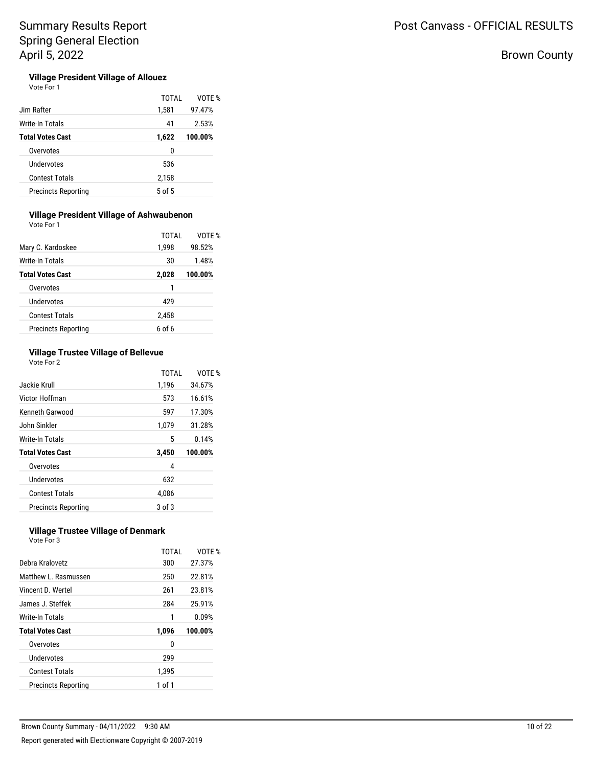# Summary Results Report
## Spring General Election
## April 5, 2022

Post Canvass - OFFICIAL RESULTS

Brown County

### Village President Village of Allouez

Vote For 1

| | TOTAL | VOTE % |
|---|---|---|
| Jim Rafter | 1,581 | 97.47% |
| Write-In Totals | 41 | 2.53% |
| **Total Votes Cast** | **1,622** | **100.00%** |
| Overvotes | 0 | |
| Undervotes | 536 | |
| Contest Totals | 2,158 | |
| Precincts Reporting | 5 of 5 | |

### Village President Village of Ashwaubenon

Vote For 1

| | TOTAL | VOTE % |
|---|---|---|
| Mary C. Kardoskee | 1,998 | 98.52% |
| Write-In Totals | 30 | 1.48% |
| **Total Votes Cast** | **2,028** | **100.00%** |
| Overvotes | 1 | |
| Undervotes | 429 | |
| Contest Totals | 2,458 | |
| Precincts Reporting | 6 of 6 | |

### Village Trustee Village of Bellevue

Vote For 2

| | TOTAL | VOTE % |
|---|---|---|
| Jackie Krull | 1,196 | 34.67% |
| Victor Hoffman | 573 | 16.61% |
| Kenneth Garwood | 597 | 17.30% |
| John Sinkler | 1,079 | 31.28% |
| Write-In Totals | 5 | 0.14% |
| **Total Votes Cast** | **3,450** | **100.00%** |
| Overvotes | 4 | |
| Undervotes | 632 | |
| Contest Totals | 4,086 | |
| Precincts Reporting | 3 of 3 | |

### Village Trustee Village of Denmark

Vote For 3

| | TOTAL | VOTE % |
|---|---|---|
| Debra Kralovetz | 300 | 27.37% |
| Matthew L. Rasmussen | 250 | 22.81% |
| Vincent D. Wertel | 261 | 23.81% |
| James J. Steffek | 284 | 25.91% |
| Write-In Totals | 1 | 0.09% |
| **Total Votes Cast** | **1,096** | **100.00%** |
| Overvotes | 0 | |
| Undervotes | 299 | |
| Contest Totals | 1,395 | |
| Precincts Reporting | 1 of 1 | |

Brown County Summary - 04/11/2022 9:30 AM

Report generated with Electionware Copyright © 2007-2019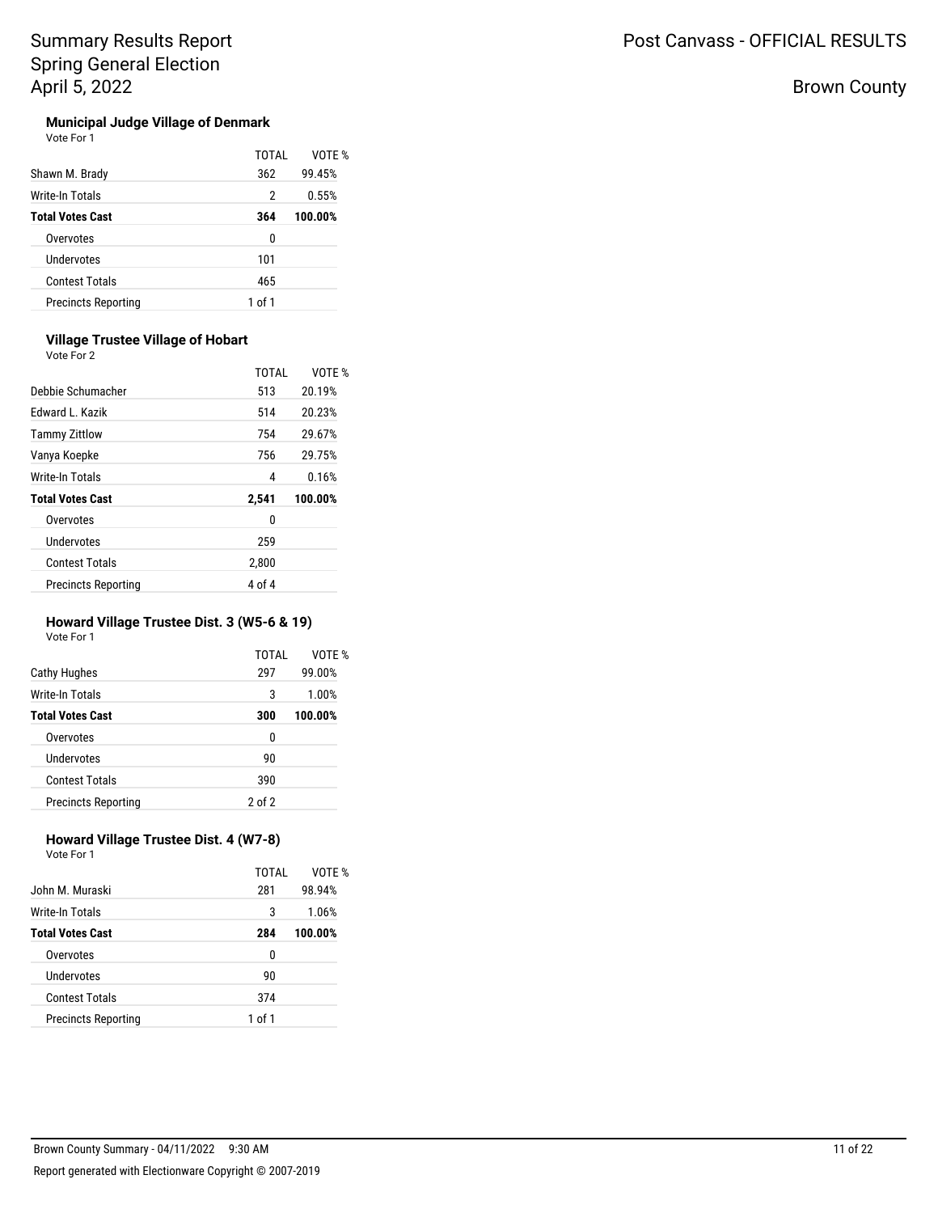Summary Results Report
Spring General Election
April 5, 2022

Post Canvass - OFFICIAL RESULTS

Brown County

### Municipal Judge Village of Denmark

Vote For 1

| | TOTAL | VOTE % |
|---|---|---|
| Shawn M. Brady | 362 | 99.45% |
| Write-In Totals | 2 | 0.55% |
| **Total Votes Cast** | **364** | **100.00%** |
| Overvotes | 0 | |
| Undervotes | 101 | |
| Contest Totals | 465 | |
| Precincts Reporting | 1 of 1 | |

### Village Trustee Village of Hobart

Vote For 2

| | TOTAL | VOTE % |
|---|---|---|
| Debbie Schumacher | 513 | 20.19% |
| Edward L. Kazik | 514 | 20.23% |
| Tammy Zittlow | 754 | 29.67% |
| Vanya Koepke | 756 | 29.75% |
| Write-In Totals | 4 | 0.16% |
| **Total Votes Cast** | **2,541** | **100.00%** |
| Overvotes | 0 | |
| Undervotes | 259 | |
| Contest Totals | 2,800 | |
| Precincts Reporting | 4 of 4 | |

### Howard Village Trustee Dist. 3 (W5-6 & 19)

Vote For 1

| | TOTAL | VOTE % |
|---|---|---|
| Cathy Hughes | 297 | 99.00% |
| Write-In Totals | 3 | 1.00% |
| **Total Votes Cast** | **300** | **100.00%** |
| Overvotes | 0 | |
| Undervotes | 90 | |
| Contest Totals | 390 | |
| Precincts Reporting | 2 of 2 | |

### Howard Village Trustee Dist. 4 (W7-8)

Vote For 1

| | TOTAL | VOTE % |
|---|---|---|
| John M. Muraski | 281 | 98.94% |
| Write-In Totals | 3 | 1.06% |
| **Total Votes Cast** | **284** | **100.00%** |
| Overvotes | 0 | |
| Undervotes | 90 | |
| Contest Totals | 374 | |
| Precincts Reporting | 1 of 1 | |

Brown County Summary - 04/11/2022 9:30 AM

Report generated with Electionware Copyright © 2007-2019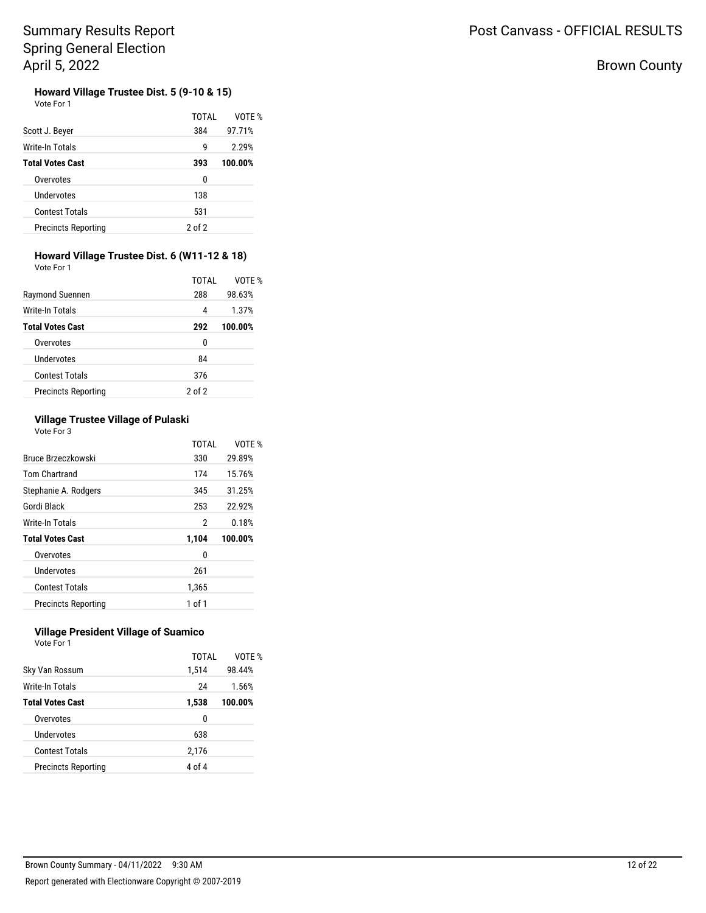### Howard Village Trustee Dist. 5 (9-10 & 15)

Vote For 1

| | TOTAL | VOTE % |
|---|---|---|
| Scott J. Beyer | 384 | 97.71% |
| Write-In Totals | 9 | 2.29% |
| **Total Votes Cast** | **393** | **100.00%** |
| Overvotes | 0 | |
| Undervotes | 138 | |
| Contest Totals | 531 | |
| Precincts Reporting | 2 of 2 | |

### Howard Village Trustee Dist. 6 (W11-12 & 18)

Vote For 1

| | TOTAL | VOTE % |
|---|---|---|
| Raymond Suennen | 288 | 98.63% |
| Write-In Totals | 4 | 1.37% |
| **Total Votes Cast** | **292** | **100.00%** |
| Overvotes | 0 | |
| Undervotes | 84 | |
| Contest Totals | 376 | |
| Precincts Reporting | 2 of 2 | |

### Village Trustee Village of Pulaski

Vote For 3

| | TOTAL | VOTE % |
|---|---|---|
| Bruce Brzeczkowski | 330 | 29.89% |
| Tom Chartrand | 174 | 15.76% |
| Stephanie A. Rodgers | 345 | 31.25% |
| Gordi Black | 253 | 22.92% |
| Write-In Totals | 2 | 0.18% |
| **Total Votes Cast** | **1,104** | **100.00%** |
| Overvotes | 0 | |
| Undervotes | 261 | |
| Contest Totals | 1,365 | |
| Precincts Reporting | 1 of 1 | |

### Village President Village of Suamico

Vote For 1

| | TOTAL | VOTE % |
|---|---|---|
| Sky Van Rossum | 1,514 | 98.44% |
| Write-In Totals | 24 | 1.56% |
| **Total Votes Cast** | **1,538** | **100.00%** |
| Overvotes | 0 | |
| Undervotes | 638 | |
| Contest Totals | 2,176 | |
| Precincts Reporting | 4 of 4 | |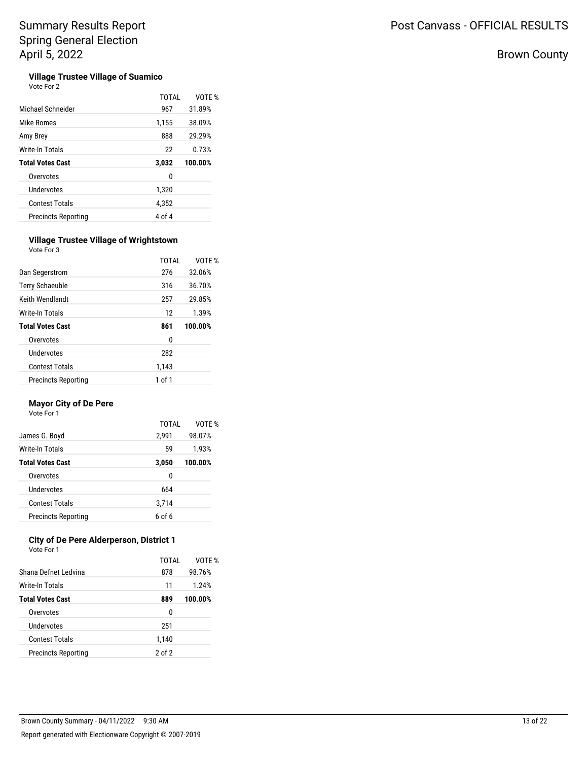# Summary Results Report
## Spring General Election
## April 5, 2022

Post Canvass - OFFICIAL RESULTS

Brown County

### Village Trustee Village of Suamico

Vote For 2

| | TOTAL | VOTE % |
|---|---|---|
| Michael Schneider | 967 | 31.89% |
| Mike Romes | 1,155 | 38.09% |
| Amy Brey | 888 | 29.29% |
| Write-In Totals | 22 | 0.73% |
| **Total Votes Cast** | **3,032** | **100.00%** |
| Overvotes | 0 | |
| Undervotes | 1,320 | |
| Contest Totals | 4,352 | |
| Precincts Reporting | 4 of 4 | |

### Village Trustee Village of Wrightstown

Vote For 3

| | TOTAL | VOTE % |
|---|---|---|
| Dan Segerstrom | 276 | 32.06% |
| Terry Schaeuble | 316 | 36.70% |
| Keith Wendlandt | 257 | 29.85% |
| Write-In Totals | 12 | 1.39% |
| **Total Votes Cast** | **861** | **100.00%** |
| Overvotes | 0 | |
| Undervotes | 282 | |
| Contest Totals | 1,143 | |
| Precincts Reporting | 1 of 1 | |

### Mayor City of De Pere

Vote For 1

| | TOTAL | VOTE % |
|---|---|---|
| James G. Boyd | 2,991 | 98.07% |
| Write-In Totals | 59 | 1.93% |
| **Total Votes Cast** | **3,050** | **100.00%** |
| Overvotes | 0 | |
| Undervotes | 664 | |
| Contest Totals | 3,714 | |
| Precincts Reporting | 6 of 6 | |

### City of De Pere Alderperson, District 1

Vote For 1

| | TOTAL | VOTE % |
|---|---|---|
| Shana Defnet Ledvina | 878 | 98.76% |
| Write-In Totals | 11 | 1.24% |
| **Total Votes Cast** | **889** | **100.00%** |
| Overvotes | 0 | |
| Undervotes | 251 | |
| Contest Totals | 1,140 | |
| Precincts Reporting | 2 of 2 | |

Brown County Summary - 04/11/2022 9:30 AM

Report generated with Electionware Copyright © 2007-2019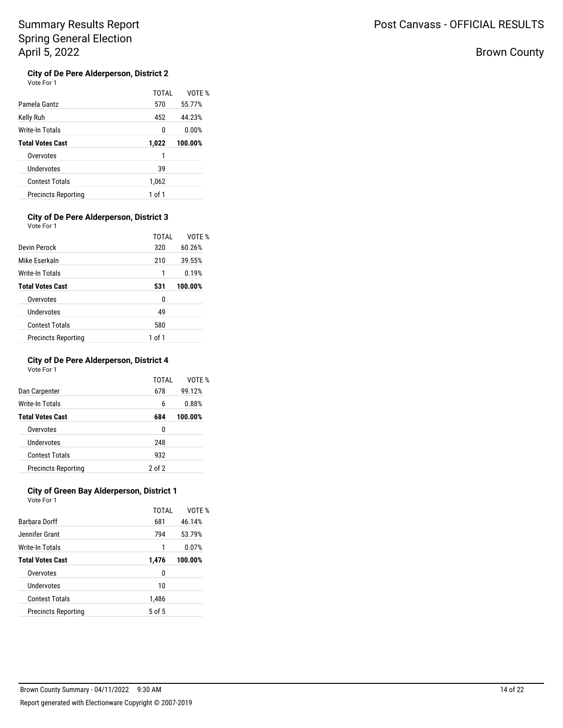# Summary Results Report
# Spring General Election
# April 5, 2022

Post Canvass - OFFICIAL RESULTS

Brown County

### City of De Pere Alderperson, District 2

Vote For 1

| | TOTAL | VOTE % |
|---|---|---|
| Pamela Gantz | 570 | 55.77% |
| Kelly Ruh | 452 | 44.23% |
| Write-In Totals | 0 | 0.00% |
| **Total Votes Cast** | **1,022** | **100.00%** |
| Overvotes | 1 | |
| Undervotes | 39 | |
| Contest Totals | 1,062 | |
| Precincts Reporting | 1 of 1 | |

### City of De Pere Alderperson, District 3

Vote For 1

| | TOTAL | VOTE % |
|---|---|---|
| Devin Perock | 320 | 60.26% |
| Mike Eserkaln | 210 | 39.55% |
| Write-In Totals | 1 | 0.19% |
| **Total Votes Cast** | **531** | **100.00%** |
| Overvotes | 0 | |
| Undervotes | 49 | |
| Contest Totals | 580 | |
| Precincts Reporting | 1 of 1 | |

### City of De Pere Alderperson, District 4

Vote For 1

| | TOTAL | VOTE % |
|---|---|---|
| Dan Carpenter | 678 | 99.12% |
| Write-In Totals | 6 | 0.88% |
| **Total Votes Cast** | **684** | **100.00%** |
| Overvotes | 0 | |
| Undervotes | 248 | |
| Contest Totals | 932 | |
| Precincts Reporting | 2 of 2 | |

### City of Green Bay Alderperson, District 1

Vote For 1

| | TOTAL | VOTE % |
|---|---|---|
| Barbara Dorff | 681 | 46.14% |
| Jennifer Grant | 794 | 53.79% |
| Write-In Totals | 1 | 0.07% |
| **Total Votes Cast** | **1,476** | **100.00%** |
| Overvotes | 0 | |
| Undervotes | 10 | |
| Contest Totals | 1,486 | |
| Precincts Reporting | 5 of 5 | |

Brown County Summary - 04/11/2022 9:30 AM

Report generated with Electionware Copyright © 2007-2019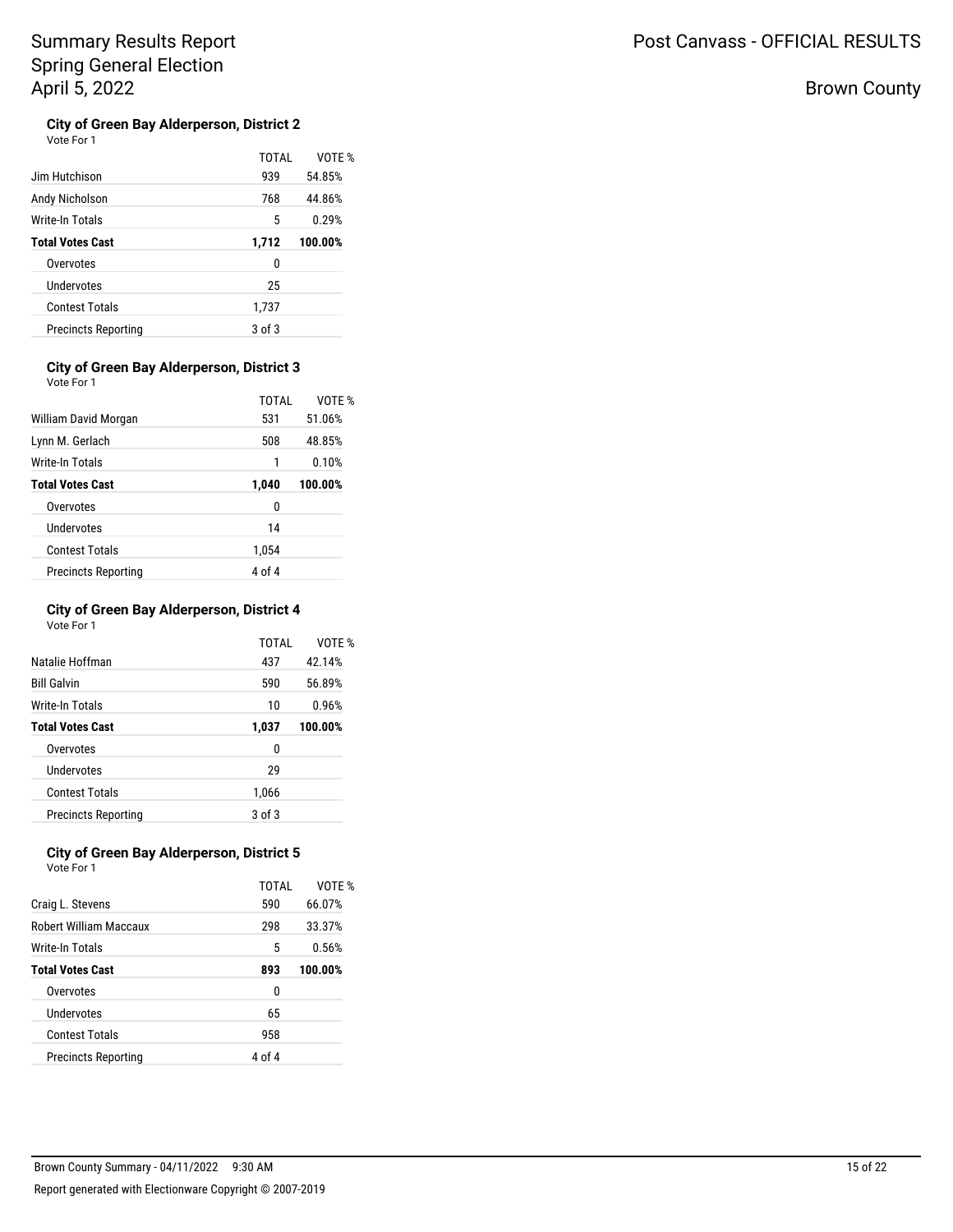# Summary Results Report
## Spring General Election
## April 5, 2022

Post Canvass - OFFICIAL RESULTS

Brown County

### City of Green Bay Alderperson, District 2

Vote For 1

| | TOTAL | VOTE % |
|---|---|---|
| Jim Hutchison | 939 | 54.85% |
| Andy Nicholson | 768 | 44.86% |
| Write-In Totals | 5 | 0.29% |
| **Total Votes Cast** | **1,712** | **100.00%** |
| Overvotes | 0 | |
| Undervotes | 25 | |
| Contest Totals | 1,737 | |
| Precincts Reporting | 3 of 3 | |

### City of Green Bay Alderperson, District 3

Vote For 1

| | TOTAL | VOTE % |
|---|---|---|
| William David Morgan | 531 | 51.06% |
| Lynn M. Gerlach | 508 | 48.85% |
| Write-In Totals | 1 | 0.10% |
| **Total Votes Cast** | **1,040** | **100.00%** |
| Overvotes | 0 | |
| Undervotes | 14 | |
| Contest Totals | 1,054 | |
| Precincts Reporting | 4 of 4 | |

### City of Green Bay Alderperson, District 4

Vote For 1

| | TOTAL | VOTE % |
|---|---|---|
| Natalie Hoffman | 437 | 42.14% |
| Bill Galvin | 590 | 56.89% |
| Write-In Totals | 10 | 0.96% |
| **Total Votes Cast** | **1,037** | **100.00%** |
| Overvotes | 0 | |
| Undervotes | 29 | |
| Contest Totals | 1,066 | |
| Precincts Reporting | 3 of 3 | |

### City of Green Bay Alderperson, District 5

Vote For 1

| | TOTAL | VOTE % |
|---|---|---|
| Craig L. Stevens | 590 | 66.07% |
| Robert William Maccaux | 298 | 33.37% |
| Write-In Totals | 5 | 0.56% |
| **Total Votes Cast** | **893** | **100.00%** |
| Overvotes | 0 | |
| Undervotes | 65 | |
| Contest Totals | 958 | |
| Precincts Reporting | 4 of 4 | |

Brown County Summary - 04/11/2022 9:30 AM

Report generated with Electionware Copyright © 2007-2019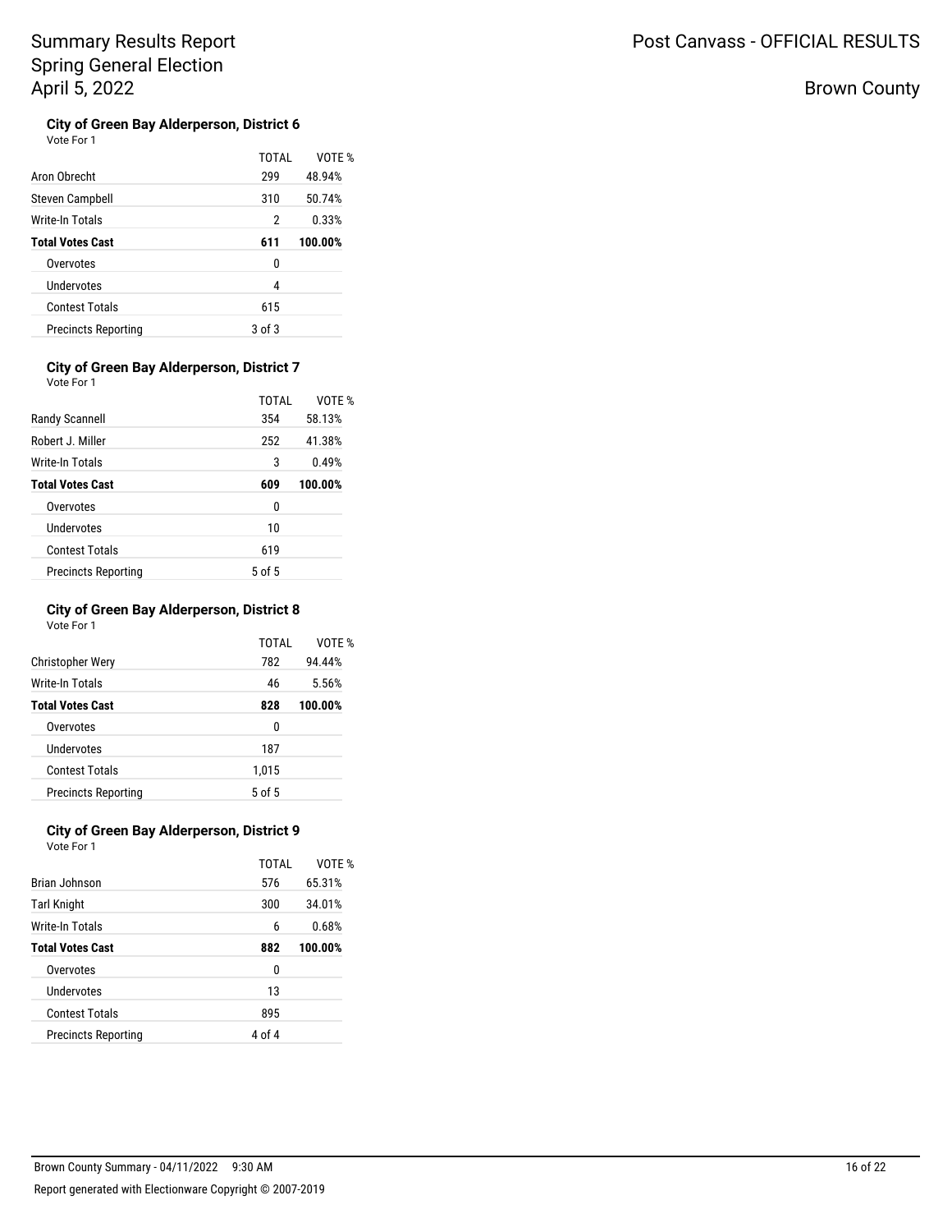# Summary Results Report
## Spring General Election
## April 5, 2022

Post Canvass - OFFICIAL RESULTS

Brown County

### City of Green Bay Alderperson, District 6

Vote For 1

| | TOTAL | VOTE % |
|---|---|---|
| Aron Obrecht | 299 | 48.94% |
| Steven Campbell | 310 | 50.74% |
| Write-In Totals | 2 | 0.33% |
| **Total Votes Cast** | **611** | **100.00%** |
| Overvotes | 0 | |
| Undervotes | 4 | |
| Contest Totals | 615 | |
| Precincts Reporting | 3 of 3 | |

### City of Green Bay Alderperson, District 7

Vote For 1

| | TOTAL | VOTE % |
|---|---|---|
| Randy Scannell | 354 | 58.13% |
| Robert J. Miller | 252 | 41.38% |
| Write-In Totals | 3 | 0.49% |
| **Total Votes Cast** | **609** | **100.00%** |
| Overvotes | 0 | |
| Undervotes | 10 | |
| Contest Totals | 619 | |
| Precincts Reporting | 5 of 5 | |

### City of Green Bay Alderperson, District 8

Vote For 1

| | TOTAL | VOTE % |
|---|---|---|
| Christopher Wery | 782 | 94.44% |
| Write-In Totals | 46 | 5.56% |
| **Total Votes Cast** | **828** | **100.00%** |
| Overvotes | 0 | |
| Undervotes | 187 | |
| Contest Totals | 1,015 | |
| Precincts Reporting | 5 of 5 | |

### City of Green Bay Alderperson, District 9

Vote For 1

| | TOTAL | VOTE % |
|---|---|---|
| Brian Johnson | 576 | 65.31% |
| Tarl Knight | 300 | 34.01% |
| Write-In Totals | 6 | 0.68% |
| **Total Votes Cast** | **882** | **100.00%** |
| Overvotes | 0 | |
| Undervotes | 13 | |
| Contest Totals | 895 | |
| Precincts Reporting | 4 of 4 | |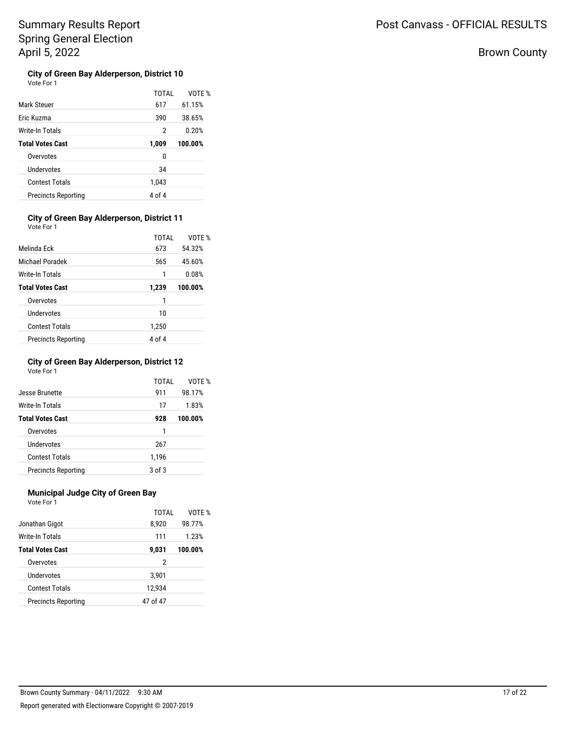# Summary Results Report
## Spring General Election
## April 5, 2022

Post Canvass - OFFICIAL RESULTS

Brown County

### City of Green Bay Alderperson, District 10

Vote For 1

| | TOTAL | VOTE % |
|---|---|---|
| Mark Steuer | 617 | 61.15% |
| Eric Kuzma | 390 | 38.65% |
| Write-In Totals | 2 | 0.20% |
| **Total Votes Cast** | **1,009** | **100.00%** |
| Overvotes | 0 | |
| Undervotes | 34 | |
| Contest Totals | 1,043 | |
| Precincts Reporting | 4 of 4 | |

### City of Green Bay Alderperson, District 11

Vote For 1

| | TOTAL | VOTE % |
|---|---|---|
| Melinda Eck | 673 | 54.32% |
| Michael Poradek | 565 | 45.60% |
| Write-In Totals | 1 | 0.08% |
| **Total Votes Cast** | **1,239** | **100.00%** |
| Overvotes | 1 | |
| Undervotes | 10 | |
| Contest Totals | 1,250 | |
| Precincts Reporting | 4 of 4 | |

### City of Green Bay Alderperson, District 12

Vote For 1

| | TOTAL | VOTE % |
|---|---|---|
| Jesse Brunette | 911 | 98.17% |
| Write-In Totals | 17 | 1.83% |
| **Total Votes Cast** | **928** | **100.00%** |
| Overvotes | 1 | |
| Undervotes | 267 | |
| Contest Totals | 1,196 | |
| Precincts Reporting | 3 of 3 | |

### Municipal Judge City of Green Bay

Vote For 1

| | TOTAL | VOTE % |
|---|---|---|
| Jonathan Gigot | 8,920 | 98.77% |
| Write-In Totals | 111 | 1.23% |
| **Total Votes Cast** | **9,031** | **100.00%** |
| Overvotes | 2 | |
| Undervotes | 3,901 | |
| Contest Totals | 12,934 | |
| Precincts Reporting | 47 of 47 | |

Brown County Summary - 04/11/2022 9:30 AM

Report generated with Electionware Copyright © 2007-2019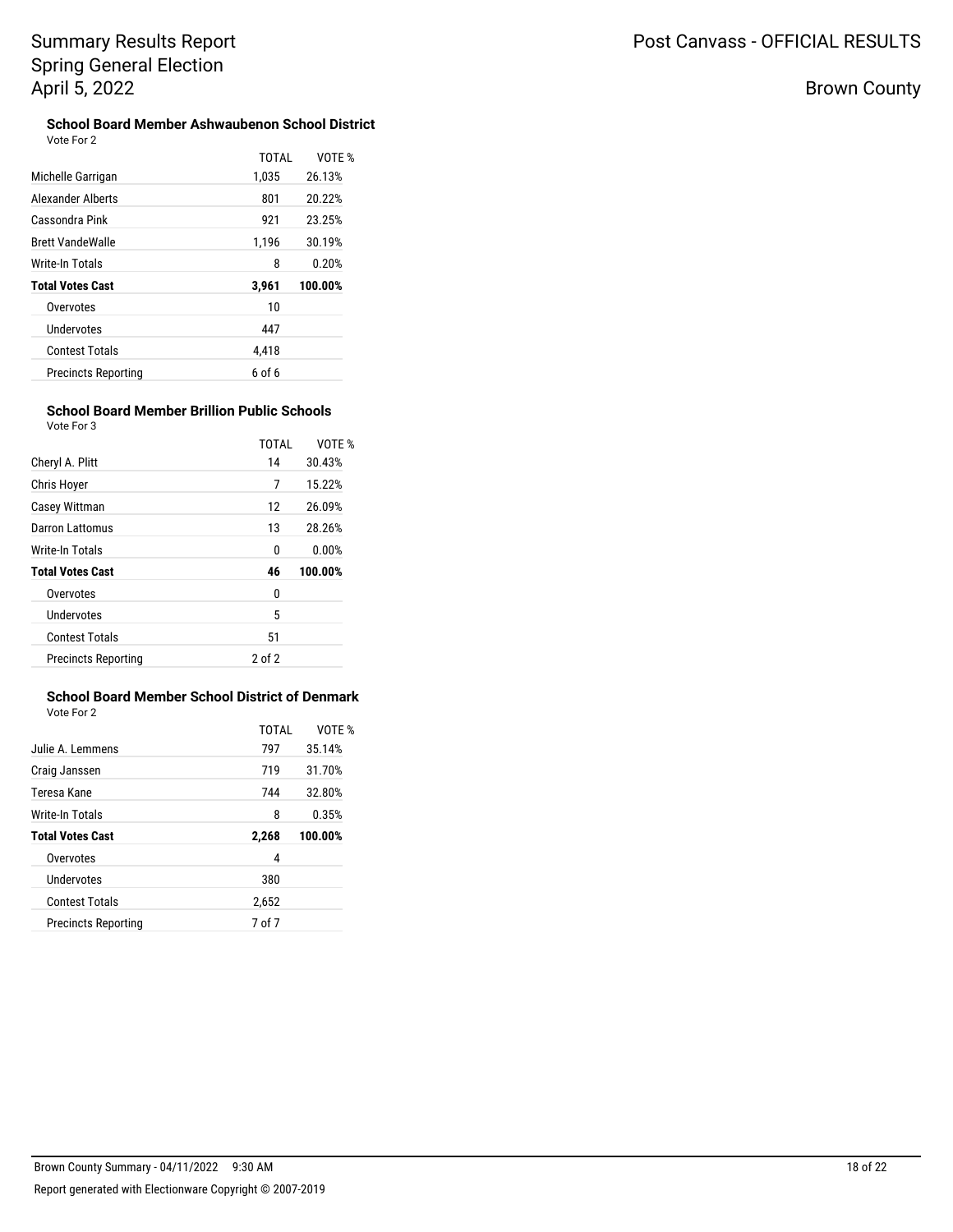# Summary Results Report
## Spring General Election
## April 5, 2022

Post Canvass - OFFICIAL RESULTS

Brown County

### School Board Member Ashwaubenon School District

Vote For 2

| | TOTAL | VOTE % |
|---|---|---|
| Michelle Garrigan | 1,035 | 26.13% |
| Alexander Alberts | 801 | 20.22% |
| Cassondra Pink | 921 | 23.25% |
| Brett VandeWalle | 1,196 | 30.19% |
| Write-In Totals | 8 | 0.20% |
| **Total Votes Cast** | **3,961** | **100.00%** |
| Overvotes | 10 | |
| Undervotes | 447 | |
| Contest Totals | 4,418 | |
| Precincts Reporting | 6 of 6 | |

### School Board Member Brillion Public Schools

Vote For 3

| | TOTAL | VOTE % |
|---|---|---|
| Cheryl A. Plitt | 14 | 30.43% |
| Chris Hoyer | 7 | 15.22% |
| Casey Wittman | 12 | 26.09% |
| Darron Lattomus | 13 | 28.26% |
| Write-In Totals | 0 | 0.00% |
| **Total Votes Cast** | **46** | **100.00%** |
| Overvotes | 0 | |
| Undervotes | 5 | |
| Contest Totals | 51 | |
| Precincts Reporting | 2 of 2 | |

### School Board Member School District of Denmark

Vote For 2

| | TOTAL | VOTE % |
|---|---|---|
| Julie A. Lemmens | 797 | 35.14% |
| Craig Janssen | 719 | 31.70% |
| Teresa Kane | 744 | 32.80% |
| Write-In Totals | 8 | 0.35% |
| **Total Votes Cast** | **2,268** | **100.00%** |
| Overvotes | 4 | |
| Undervotes | 380 | |
| Contest Totals | 2,652 | |
| Precincts Reporting | 7 of 7 | |

Brown County Summary - 04/11/2022 9:30 AM

Report generated with Electionware Copyright © 2007-2019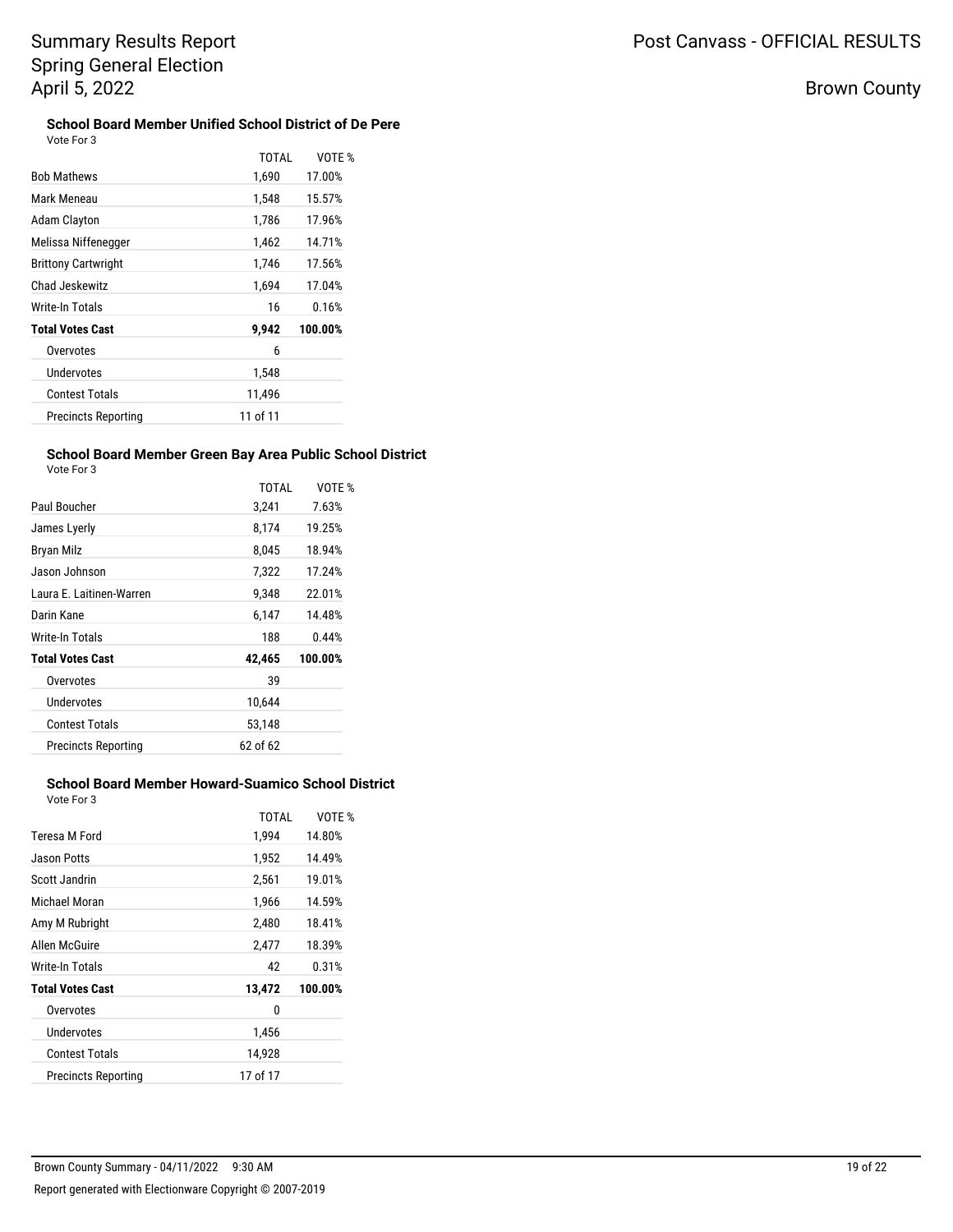# Summary Results Report
## Spring General Election
## April 5, 2022

Post Canvass - OFFICIAL RESULTS

Brown County

### School Board Member Unified School District of De Pere

Vote For 3

| | TOTAL | VOTE % |
|---|---|---|
| Bob Mathews | 1,690 | 17.00% |
| Mark Meneau | 1,548 | 15.57% |
| Adam Clayton | 1,786 | 17.96% |
| Melissa Niffenegger | 1,462 | 14.71% |
| Brittony Cartwright | 1,746 | 17.56% |
| Chad Jeskewitz | 1,694 | 17.04% |
| Write-In Totals | 16 | 0.16% |
| **Total Votes Cast** | **9,942** | **100.00%** |
| Overvotes | 6 | |
| Undervotes | 1,548 | |
| Contest Totals | 11,496 | |
| Precincts Reporting | 11 of 11 | |

### School Board Member Green Bay Area Public School District

Vote For 3

| | TOTAL | VOTE % |
|---|---|---|
| Paul Boucher | 3,241 | 7.63% |
| James Lyerly | 8,174 | 19.25% |
| Bryan Milz | 8,045 | 18.94% |
| Jason Johnson | 7,322 | 17.24% |
| Laura E. Laitinen-Warren | 9,348 | 22.01% |
| Darin Kane | 6,147 | 14.48% |
| Write-In Totals | 188 | 0.44% |
| **Total Votes Cast** | **42,465** | **100.00%** |
| Overvotes | 39 | |
| Undervotes | 10,644 | |
| Contest Totals | 53,148 | |
| Precincts Reporting | 62 of 62 | |

### School Board Member Howard-Suamico School District

Vote For 3

| | TOTAL | VOTE % |
|---|---|---|
| Teresa M Ford | 1,994 | 14.80% |
| Jason Potts | 1,952 | 14.49% |
| Scott Jandrin | 2,561 | 19.01% |
| Michael Moran | 1,966 | 14.59% |
| Amy M Rubright | 2,480 | 18.41% |
| Allen McGuire | 2,477 | 18.39% |
| Write-In Totals | 42 | 0.31% |
| **Total Votes Cast** | **13,472** | **100.00%** |
| Overvotes | 0 | |
| Undervotes | 1,456 | |
| Contest Totals | 14,928 | |
| Precincts Reporting | 17 of 17 | |

Brown County Summary - 04/11/2022 9:30 AM

Report generated with Electionware Copyright © 2007-2019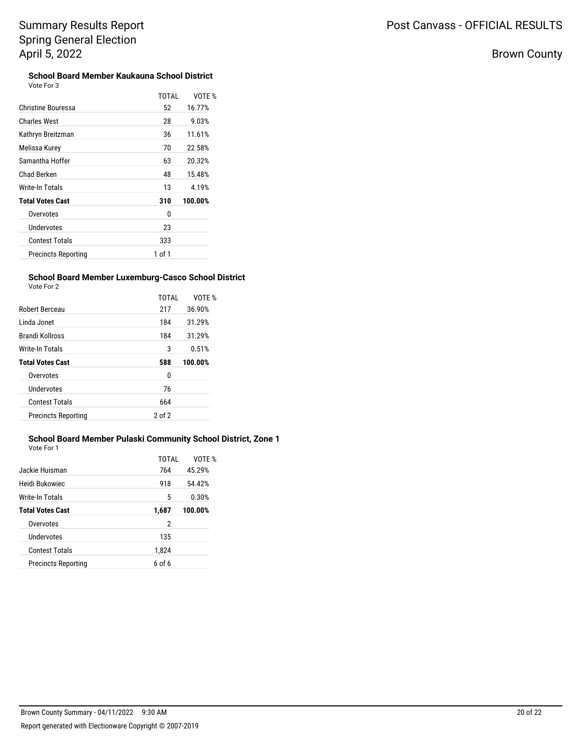# Summary Results Report
## Spring General Election
## April 5, 2022

**Post Canvass - OFFICIAL RESULTS**

**Brown County**

### School Board Member Kaukauna School District

Vote For 3

| | TOTAL | VOTE % |
|---|---|---|
| Christine Bouressa | 52 | 16.77% |
| Charles West | 28 | 9.03% |
| Kathryn Breitzman | 36 | 11.61% |
| Melissa Kurey | 70 | 22.58% |
| Samantha Hoffer | 63 | 20.32% |
| Chad Berken | 48 | 15.48% |
| Write-In Totals | 13 | 4.19% |
| **Total Votes Cast** | **310** | **100.00%** |
| Overvotes | 0 | |
| Undervotes | 23 | |
| Contest Totals | 333 | |
| Precincts Reporting | 1 of 1 | |

### School Board Member Luxemburg-Casco School District

Vote For 2

| | TOTAL | VOTE % |
|---|---|---|
| Robert Berceau | 217 | 36.90% |
| Linda Jonet | 184 | 31.29% |
| Brandi Kollross | 184 | 31.29% |
| Write-In Totals | 3 | 0.51% |
| **Total Votes Cast** | **588** | **100.00%** |
| Overvotes | 0 | |
| Undervotes | 76 | |
| Contest Totals | 664 | |
| Precincts Reporting | 2 of 2 | |

### School Board Member Pulaski Community School District, Zone 1

Vote For 1

| | TOTAL | VOTE % |
|---|---|---|
| Jackie Huisman | 764 | 45.29% |
| Heidi Bukowiec | 918 | 54.42% |
| Write-In Totals | 5 | 0.30% |
| **Total Votes Cast** | **1,687** | **100.00%** |
| Overvotes | 2 | |
| Undervotes | 135 | |
| Contest Totals | 1,824 | |
| Precincts Reporting | 6 of 6 | |

Brown County Summary - 04/11/2022 9:30 AM

Report generated with Electionware Copyright © 2007-2019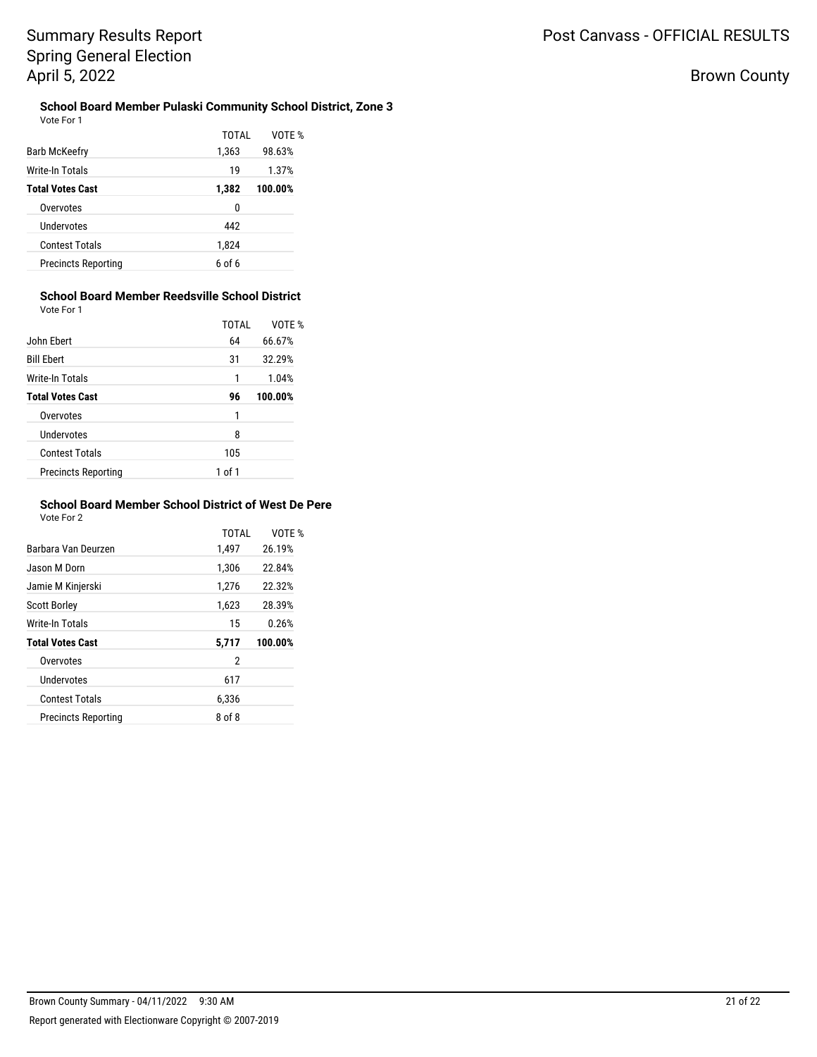### School Board Member Pulaski Community School District, Zone 3

Vote For 1

| | TOTAL | VOTE % |
|---|---|---|
| Barb McKeefry | 1,363 | 98.63% |
| Write-In Totals | 19 | 1.37% |
| **Total Votes Cast** | **1,382** | **100.00%** |
| Overvotes | 0 | |
| Undervotes | 442 | |
| Contest Totals | 1,824 | |
| Precincts Reporting | 6 of 6 | |

### School Board Member Reedsville School District

Vote For 1

| | TOTAL | VOTE % |
|---|---|---|
| John Ebert | 64 | 66.67% |
| Bill Ebert | 31 | 32.29% |
| Write-In Totals | 1 | 1.04% |
| **Total Votes Cast** | **96** | **100.00%** |
| Overvotes | 1 | |
| Undervotes | 8 | |
| Contest Totals | 105 | |
| Precincts Reporting | 1 of 1 | |

### School Board Member School District of West De Pere

Vote For 2

| | TOTAL | VOTE % |
|---|---|---|
| Barbara Van Deurzen | 1,497 | 26.19% |
| Jason M Dorn | 1,306 | 22.84% |
| Jamie M Kinjerski | 1,276 | 22.32% |
| Scott Borley | 1,623 | 28.39% |
| Write-In Totals | 15 | 0.26% |
| **Total Votes Cast** | **5,717** | **100.00%** |
| Overvotes | 2 | |
| Undervotes | 617 | |
| Contest Totals | 6,336 | |
| Precincts Reporting | 8 of 8 | |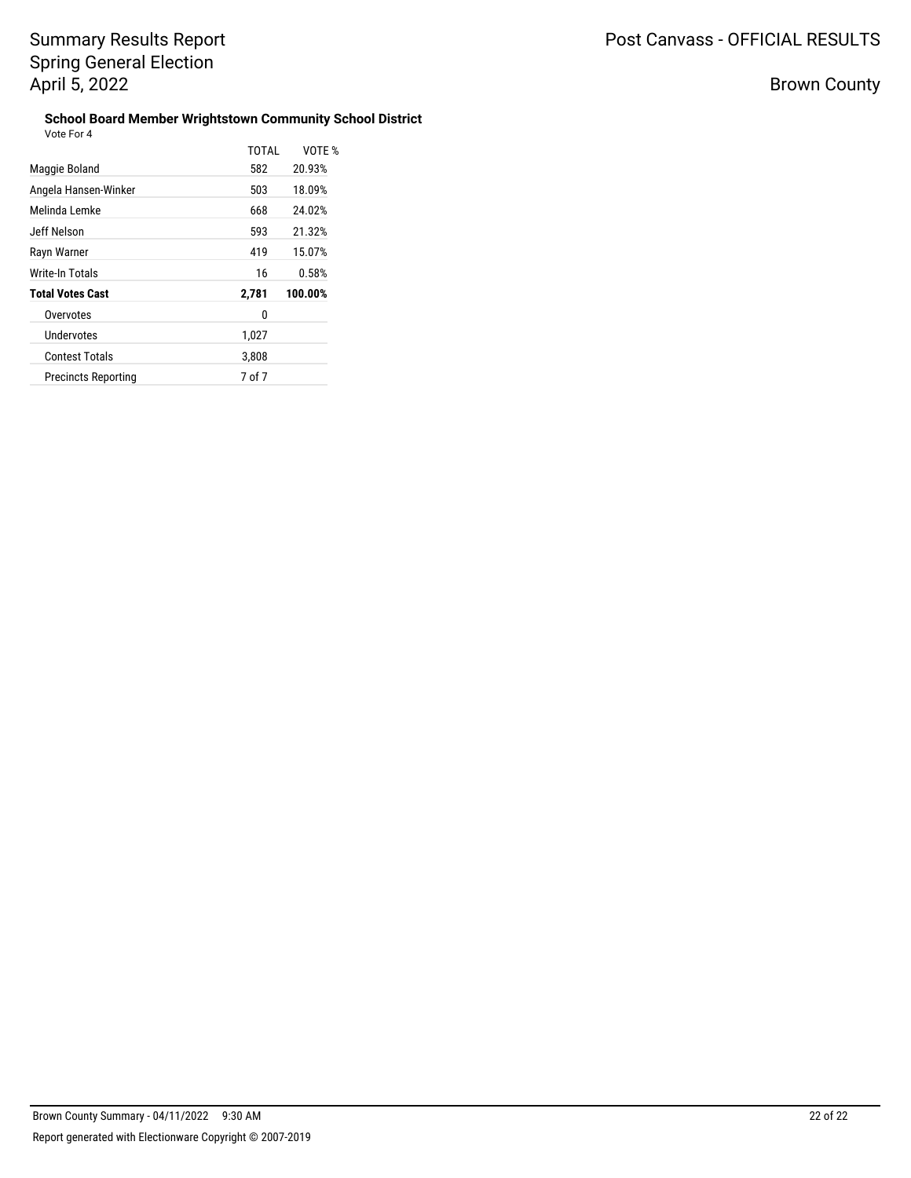### School Board Member Wrightstown Community School District

Vote For 4

| | TOTAL | VOTE % |
|---|---|---|
| Maggie Boland | 582 | 20.93% |
| Angela Hansen-Winker | 503 | 18.09% |
| Melinda Lemke | 668 | 24.02% |
| Jeff Nelson | 593 | 21.32% |
| Rayn Warner | 419 | 15.07% |
| Write-In Totals | 16 | 0.58% |
| **Total Votes Cast** | **2,781** | **100.00%** |
| Overvotes | 0 | |
| Undervotes | 1,027 | |
| Contest Totals | 3,808 | |
| Precincts Reporting | 7 of 7 | |